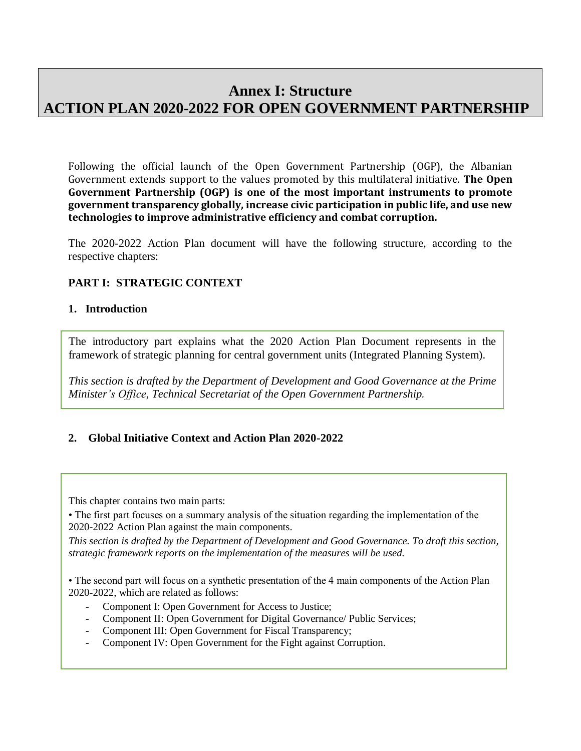# Annex I: Structure
# ACTION PLAN 2020-2022 FOR OPEN GOVERNMENT PARTNERSHIP

Following the official launch of the Open Government Partnership (OGP), the Albanian Government extends support to the values promoted by this multilateral initiative. **The Open Government Partnership (OGP) is one of the most important instruments to promote government transparency globally, increase civic participation in public life, and use new technologies to improve administrative efficiency and combat corruption.**

The 2020-2022 Action Plan document will have the following structure, according to the respective chapters:

## PART I: STRATEGIC CONTEXT

### 1. Introduction

The introductory part explains what the 2020 Action Plan Document represents in the framework of strategic planning for central government units (Integrated Planning System).

*This section is drafted by the Department of Development and Good Governance at the Prime Minister's Office, Technical Secretariat of the Open Government Partnership.*

### 2. Global Initiative Context and Action Plan 2020-2022

This chapter contains two main parts:

• The first part focuses on a summary analysis of the situation regarding the implementation of the 2020-2022 Action Plan against the main components.

*This section is drafted by the Department of Development and Good Governance. To draft this section, strategic framework reports on the implementation of the measures will be used.*

• The second part will focus on a synthetic presentation of the 4 main components of the Action Plan 2020-2022, which are related as follows:

- Component I: Open Government for Access to Justice;
- Component II: Open Government for Digital Governance/ Public Services;
- Component III: Open Government for Fiscal Transparency;
- Component IV: Open Government for the Fight against Corruption.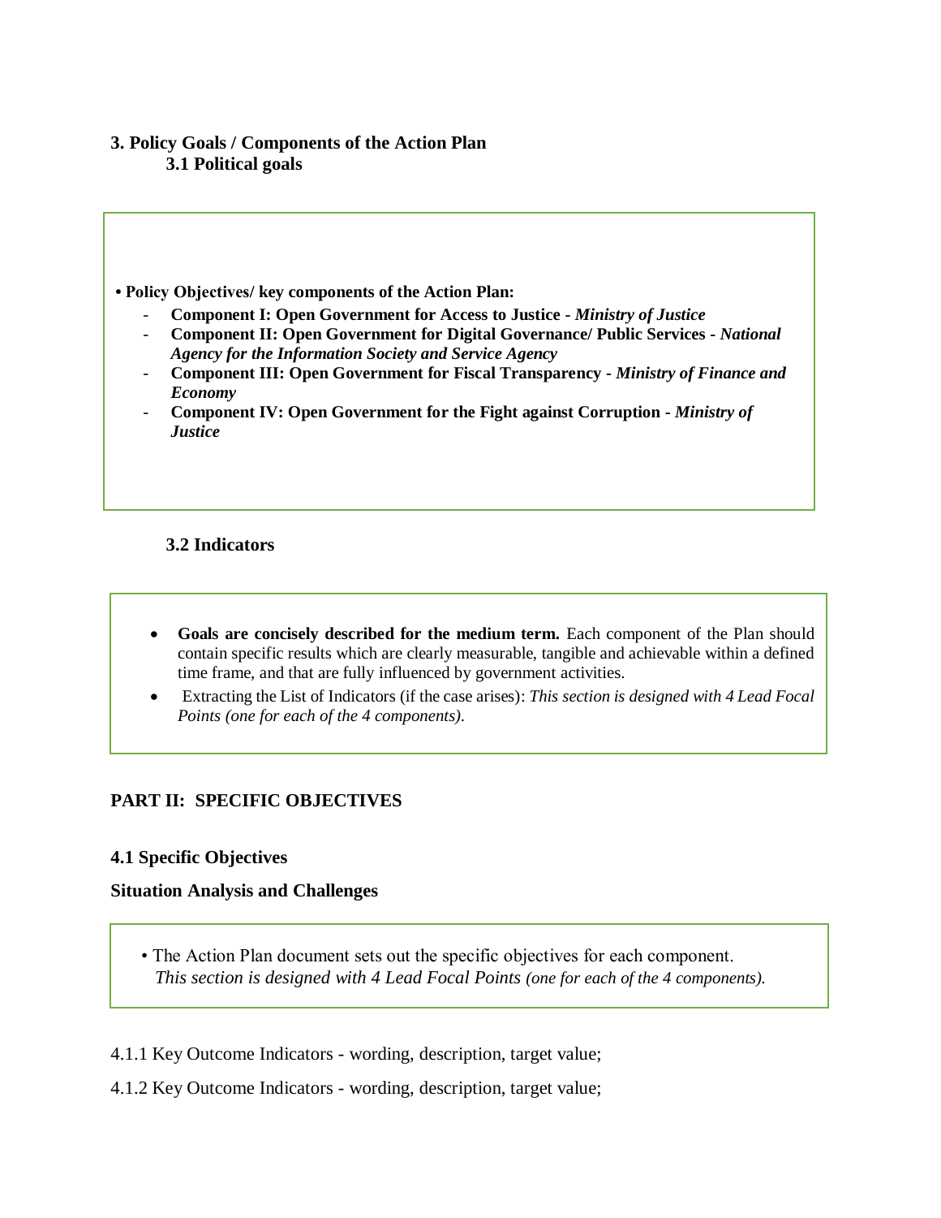## 3. Policy Goals / Components of the Action Plan

### 3.1 Political goals

**• Policy Objectives/ key components of the Action Plan:**

- **Component I: Open Government for Access to Justice -** ***Ministry of Justice***
- **Component II: Open Government for Digital Governance/ Public Services -** ***National Agency for the Information Society and Service Agency***
- **Component III: Open Government for Fiscal Transparency -** ***Ministry of Finance and Economy***
- **Component IV: Open Government for the Fight against Corruption -** ***Ministry of Justice***

### 3.2 Indicators

- **Goals are concisely described for the medium term.** Each component of the Plan should contain specific results which are clearly measurable, tangible and achievable within a defined time frame, and that are fully influenced by government activities.
- Extracting the List of Indicators (if the case arises): *This section is designed with 4 Lead Focal Points (one for each of the 4 components).*

## PART II: SPECIFIC OBJECTIVES

### 4.1 Specific Objectives

**Situation Analysis and Challenges**

• The Action Plan document sets out the specific objectives for each component. *This section is designed with 4 Lead Focal Points (one for each of the 4 components).*

4.1.1 Key Outcome Indicators - wording, description, target value;

4.1.2 Key Outcome Indicators - wording, description, target value;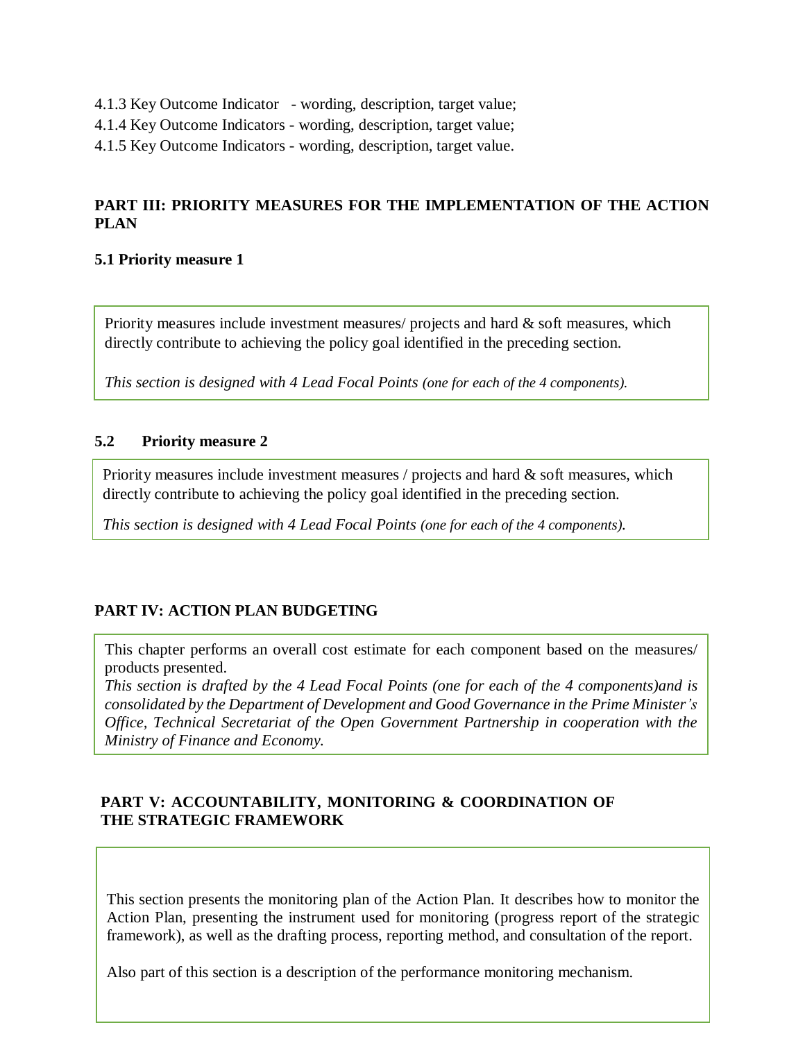4.1.3 Key Outcome Indicator - wording, description, target value;
4.1.4 Key Outcome Indicators - wording, description, target value;
4.1.5 Key Outcome Indicators - wording, description, target value.

## PART III: PRIORITY MEASURES FOR THE IMPLEMENTATION OF THE ACTION PLAN

### 5.1 Priority measure 1

Priority measures include investment measures/ projects and hard & soft measures, which directly contribute to achieving the policy goal identified in the preceding section.

*This section is designed with 4 Lead Focal Points (one for each of the 4 components).*

### 5.2 Priority measure 2

Priority measures include investment measures / projects and hard & soft measures, which directly contribute to achieving the policy goal identified in the preceding section.

*This section is designed with 4 Lead Focal Points (one for each of the 4 components).*

## PART IV: ACTION PLAN BUDGETING

This chapter performs an overall cost estimate for each component based on the measures/ products presented.
*This section is drafted by the 4 Lead Focal Points (one for each of the 4 components)and is consolidated by the Department of Development and Good Governance in the Prime Minister's Office, Technical Secretariat of the Open Government Partnership in cooperation with the Ministry of Finance and Economy.*

## PART V: ACCOUNTABILITY, MONITORING & COORDINATION OF THE STRATEGIC FRAMEWORK

This section presents the monitoring plan of the Action Plan. It describes how to monitor the Action Plan, presenting the instrument used for monitoring (progress report of the strategic framework), as well as the drafting process, reporting method, and consultation of the report.

Also part of this section is a description of the performance monitoring mechanism.